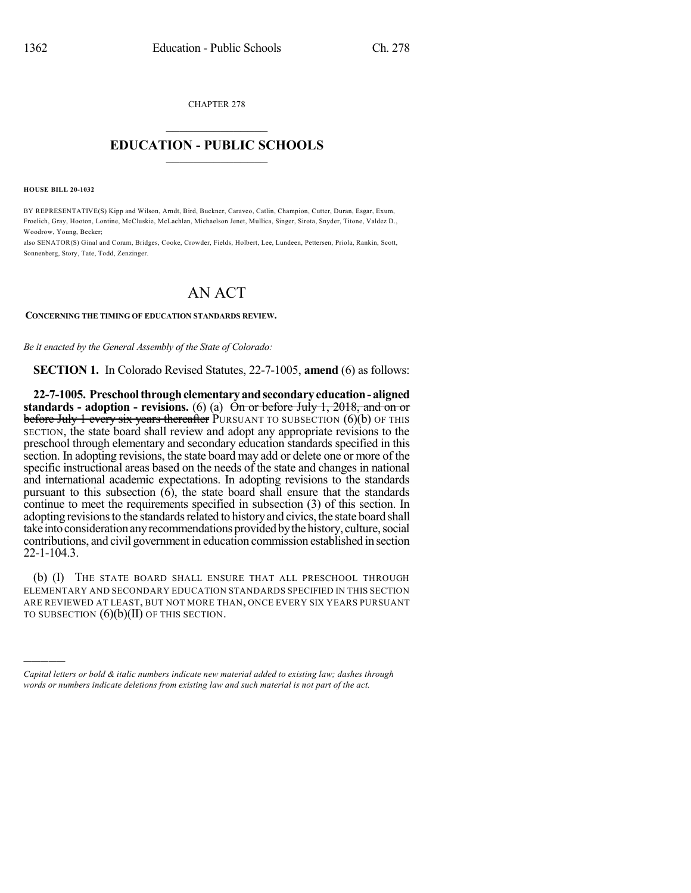CHAPTER 278

# EDUCATION - PUBLIC SCHOOLS

**HOUSE BILL 20-1032**

BY REPRESENTATIVE(S) Kipp and Wilson, Arndt, Bird, Buckner, Caraveo, Catlin, Champion, Cutter, Duran, Esgar, Exum, Froelich, Gray, Hooton, Lontine, McCluskie, McLachlan, Michaelson Jenet, Mullica, Singer, Sirota, Snyder, Titone, Valdez D., Woodrow, Young, Becker;
also SENATOR(S) Ginal and Coram, Bridges, Cooke, Crowder, Fields, Holbert, Lee, Lundeen, Pettersen, Priola, Rankin, Scott, Sonnenberg, Story, Tate, Todd, Zenzinger.

# AN ACT

**CONCERNING THE TIMING OF EDUCATION STANDARDS REVIEW.**

*Be it enacted by the General Assembly of the State of Colorado:*

**SECTION 1.** In Colorado Revised Statutes, 22-7-1005, **amend** (6) as follows:

**22-7-1005. Preschool through elementary and secondary education - aligned standards - adoption - revisions.** (6) (a) ~~On or before July 1, 2018, and on or before July 1 every six years thereafter~~ PURSUANT TO SUBSECTION (6)(b) OF THIS SECTION, the state board shall review and adopt any appropriate revisions to the preschool through elementary and secondary education standards specified in this section. In adopting revisions, the state board may add or delete one or more of the specific instructional areas based on the needs of the state and changes in national and international academic expectations. In adopting revisions to the standards pursuant to this subsection (6), the state board shall ensure that the standards continue to meet the requirements specified in subsection (3) of this section. In adopting revisions to the standards related to history and civics, the state board shall take into consideration any recommendations provided by the history, culture, social contributions, and civil government in education commission established in section 22-1-104.3.

(b) (I) THE STATE BOARD SHALL ENSURE THAT ALL PRESCHOOL THROUGH ELEMENTARY AND SECONDARY EDUCATION STANDARDS SPECIFIED IN THIS SECTION ARE REVIEWED AT LEAST, BUT NOT MORE THAN, ONCE EVERY SIX YEARS PURSUANT TO SUBSECTION (6)(b)(II) OF THIS SECTION.

---

*Capital letters or bold & italic numbers indicate new material added to existing law; dashes through words or numbers indicate deletions from existing law and such material is not part of the act.*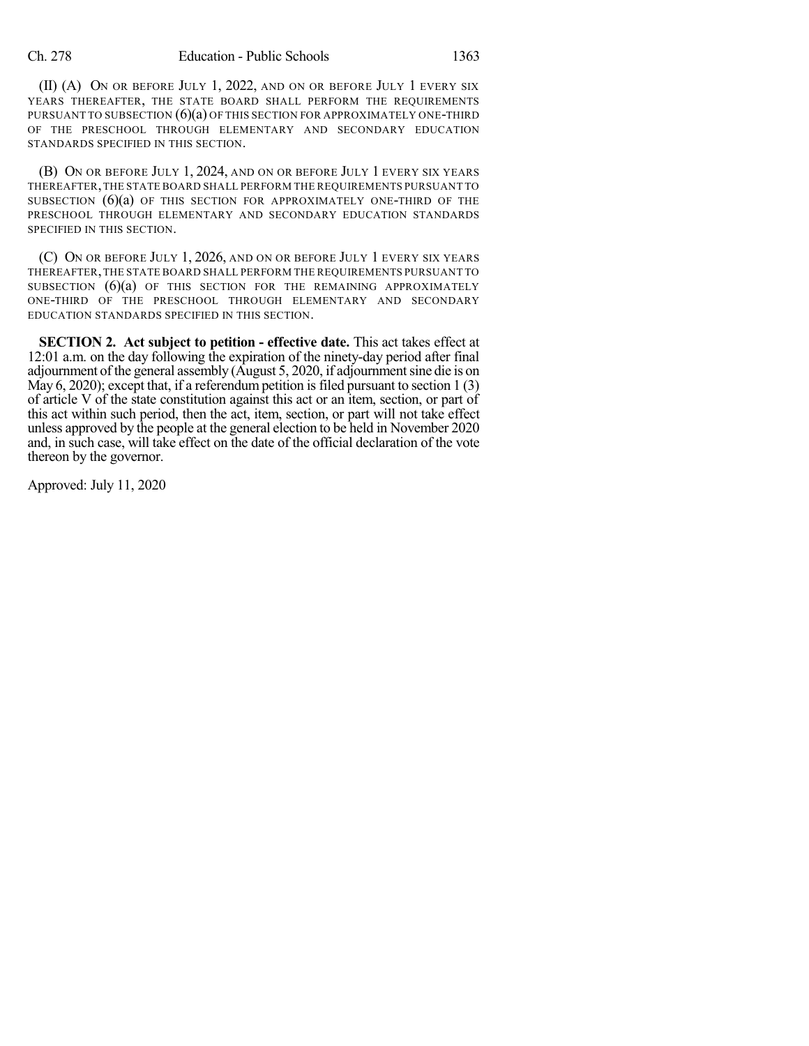(II) (A) ON OR BEFORE JULY 1, 2022, AND ON OR BEFORE JULY 1 EVERY SIX YEARS THEREAFTER, THE STATE BOARD SHALL PERFORM THE REQUIREMENTS PURSUANT TO SUBSECTION (6)(a) OF THIS SECTION FOR APPROXIMATELY ONE-THIRD OF THE PRESCHOOL THROUGH ELEMENTARY AND SECONDARY EDUCATION STANDARDS SPECIFIED IN THIS SECTION.

(B) ON OR BEFORE JULY 1, 2024, AND ON OR BEFORE JULY 1 EVERY SIX YEARS THEREAFTER, THE STATE BOARD SHALL PERFORM THE REQUIREMENTS PURSUANT TO SUBSECTION (6)(a) OF THIS SECTION FOR APPROXIMATELY ONE-THIRD OF THE PRESCHOOL THROUGH ELEMENTARY AND SECONDARY EDUCATION STANDARDS SPECIFIED IN THIS SECTION.

(C) ON OR BEFORE JULY 1, 2026, AND ON OR BEFORE JULY 1 EVERY SIX YEARS THEREAFTER, THE STATE BOARD SHALL PERFORM THE REQUIREMENTS PURSUANT TO SUBSECTION (6)(a) OF THIS SECTION FOR THE REMAINING APPROXIMATELY ONE-THIRD OF THE PRESCHOOL THROUGH ELEMENTARY AND SECONDARY EDUCATION STANDARDS SPECIFIED IN THIS SECTION.

**SECTION 2. Act subject to petition - effective date.** This act takes effect at 12:01 a.m. on the day following the expiration of the ninety-day period after final adjournment of the general assembly (August 5, 2020, if adjournment sine die is on May 6, 2020); except that, if a referendum petition is filed pursuant to section 1 (3) of article V of the state constitution against this act or an item, section, or part of this act within such period, then the act, item, section, or part will not take effect unless approved by the people at the general election to be held in November 2020 and, in such case, will take effect on the date of the official declaration of the vote thereon by the governor.

Approved: July 11, 2020